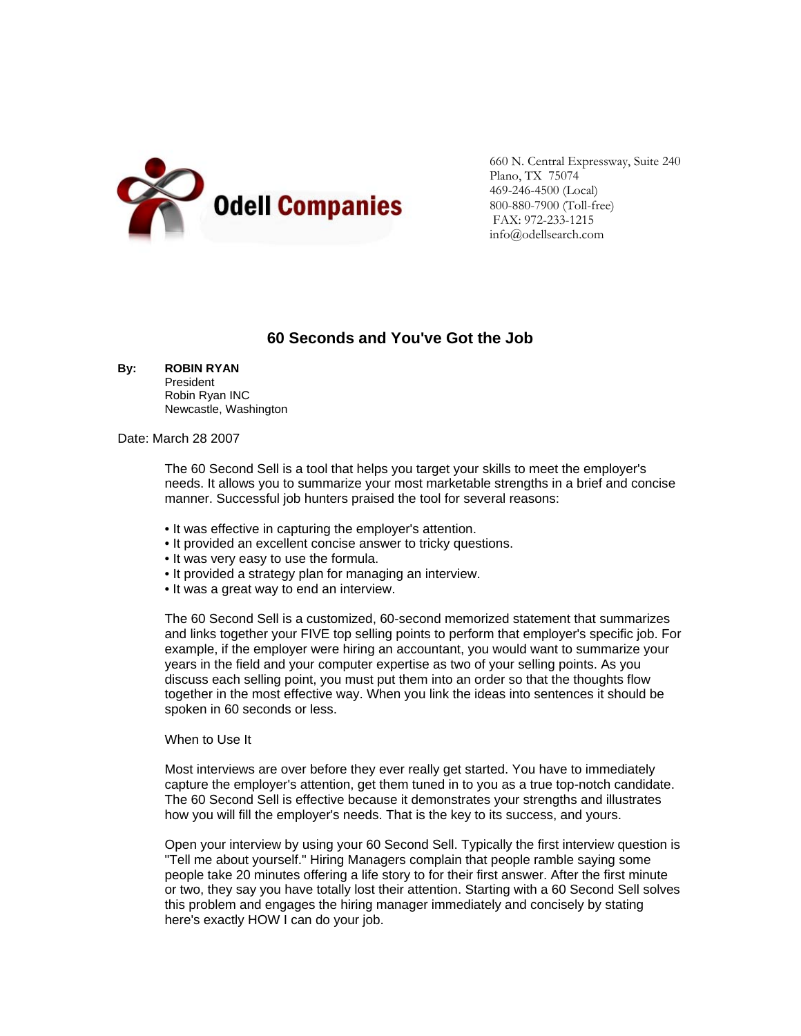Odell Companies

660 N. Central Expressway, Suite 240
Plano, TX 75074
469-246-4500 (Local)
800-880-7900 (Toll-free)
FAX: 972-233-1215
info@odellsearch.com

# 60 Seconds and You've Got the Job

**By:** **ROBIN RYAN**
President
Robin Ryan INC
Newcastle, Washington

Date: March 28 2007

The 60 Second Sell is a tool that helps you target your skills to meet the employer's needs. It allows you to summarize your most marketable strengths in a brief and concise manner. Successful job hunters praised the tool for several reasons:

- It was effective in capturing the employer's attention.
- It provided an excellent concise answer to tricky questions.
- It was very easy to use the formula.
- It provided a strategy plan for managing an interview.
- It was a great way to end an interview.

The 60 Second Sell is a customized, 60-second memorized statement that summarizes and links together your FIVE top selling points to perform that employer's specific job. For example, if the employer were hiring an accountant, you would want to summarize your years in the field and your computer expertise as two of your selling points. As you discuss each selling point, you must put them into an order so that the thoughts flow together in the most effective way. When you link the ideas into sentences it should be spoken in 60 seconds or less.

When to Use It

Most interviews are over before they ever really get started. You have to immediately capture the employer's attention, get them tuned in to you as a true top-notch candidate. The 60 Second Sell is effective because it demonstrates your strengths and illustrates how you will fill the employer's needs. That is the key to its success, and yours.

Open your interview by using your 60 Second Sell. Typically the first interview question is "Tell me about yourself." Hiring Managers complain that people ramble saying some people take 20 minutes offering a life story to for their first answer. After the first minute or two, they say you have totally lost their attention. Starting with a 60 Second Sell solves this problem and engages the hiring manager immediately and concisely by stating here's exactly HOW I can do your job.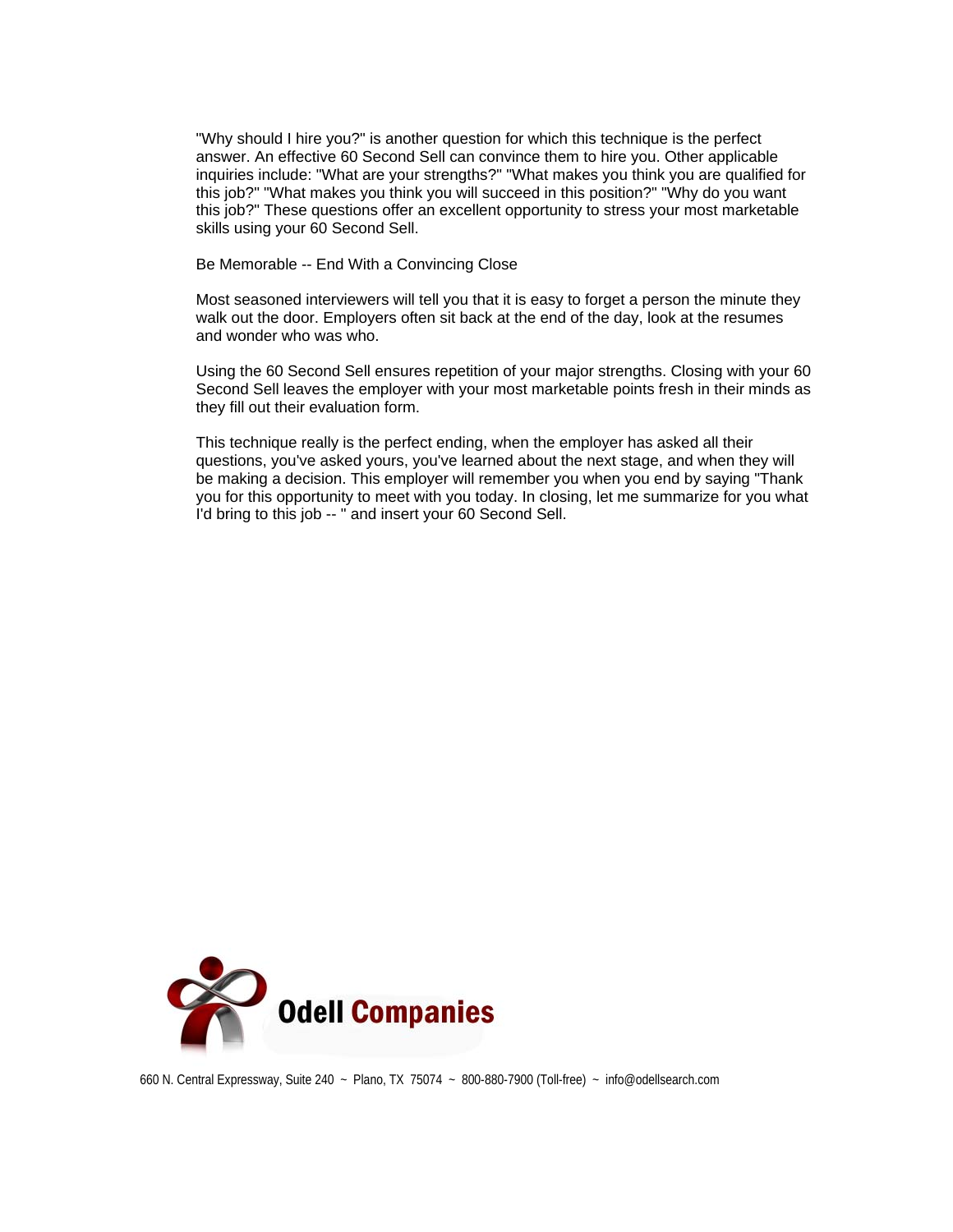"Why should I hire you?" is another question for which this technique is the perfect answer. An effective 60 Second Sell can convince them to hire you. Other applicable inquiries include: "What are your strengths?" "What makes you think you are qualified for this job?" "What makes you think you will succeed in this position?" "Why do you want this job?" These questions offer an excellent opportunity to stress your most marketable skills using your 60 Second Sell.

## Be Memorable -- End With a Convincing Close

Most seasoned interviewers will tell you that it is easy to forget a person the minute they walk out the door. Employers often sit back at the end of the day, look at the resumes and wonder who was who.

Using the 60 Second Sell ensures repetition of your major strengths. Closing with your 60 Second Sell leaves the employer with your most marketable points fresh in their minds as they fill out their evaluation form.

This technique really is the perfect ending, when the employer has asked all their questions, you've asked yours, you've learned about the next stage, and when they will be making a decision. This employer will remember you when you end by saying "Thank you for this opportunity to meet with you today. In closing, let me summarize for you what I'd bring to this job -- " and insert your 60 Second Sell.

Odell Companies

660 N. Central Expressway, Suite 240 ~ Plano, TX 75074 ~ 800-880-7900 (Toll-free) ~ info@odellsearch.com